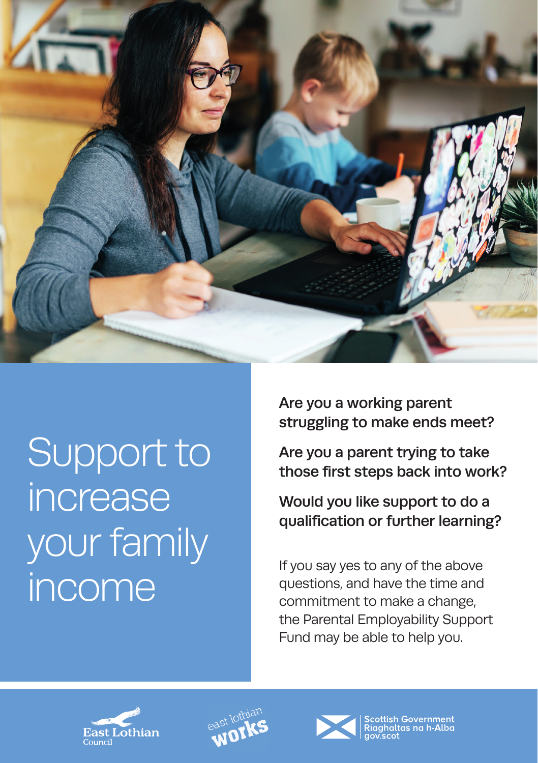# Support to increase your family income

**Are you a working parent struggling to make ends meet?**

**Are you a parent trying to take those first steps back into work?**

**Would you like support to do a qualification or further learning?**

If you say yes to any of the above questions, and have the time and commitment to make a change, the Parental Employability Support Fund may be able to help you.

East Lothian Council

east lothian works

Scottish Government
Riaghaltas na h-Alba
gov.scot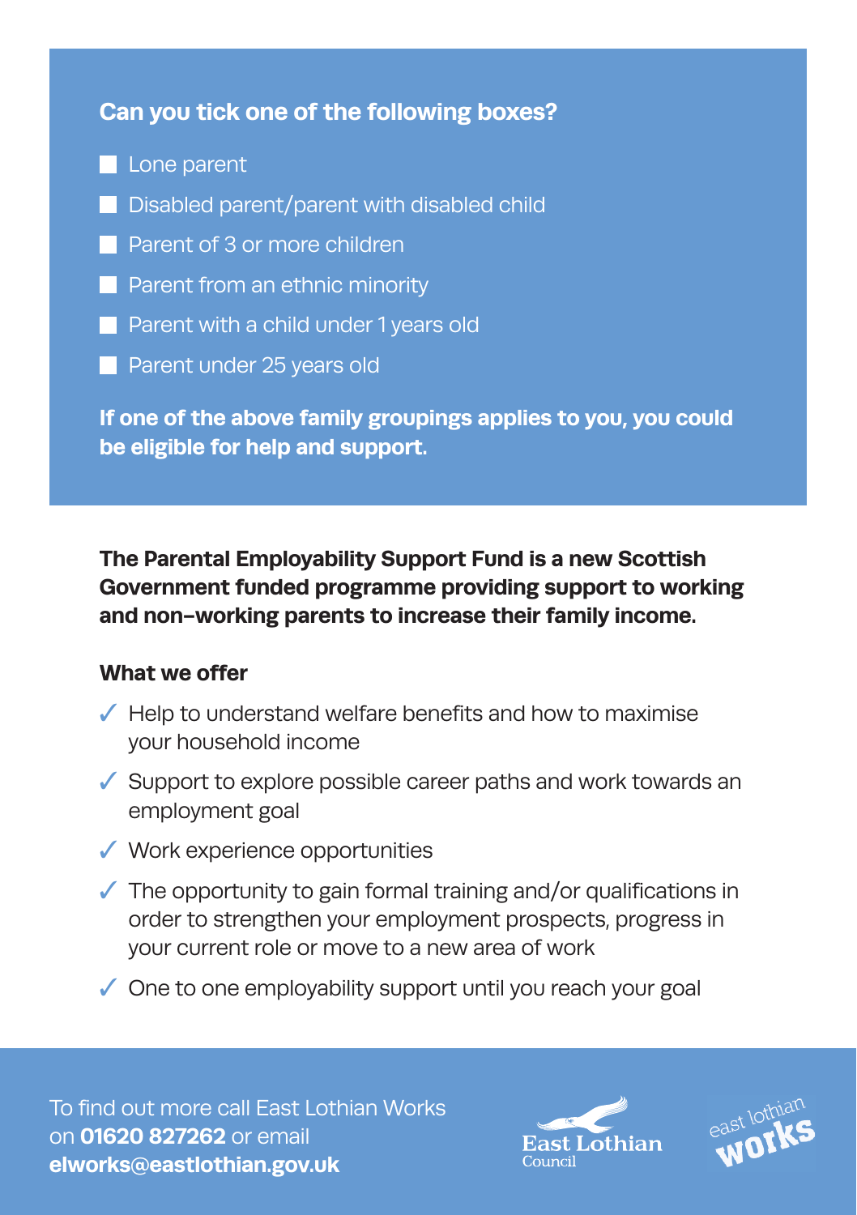## Can you tick one of the following boxes?

- [ ] Lone parent
- [ ] Disabled parent/parent with disabled child
- [ ] Parent of 3 or more children
- [ ] Parent from an ethnic minority
- [ ] Parent with a child under 1 years old
- [ ] Parent under 25 years old

**If one of the above family groupings applies to you, you could be eligible for help and support.**

**The Parental Employability Support Fund is a new Scottish Government funded programme providing support to working and non-working parents to increase their family income.**

### What we offer

- ✓ Help to understand welfare benefits and how to maximise your household income
- ✓ Support to explore possible career paths and work towards an employment goal
- ✓ Work experience opportunities
- ✓ The opportunity to gain formal training and/or qualifications in order to strengthen your employment prospects, progress in your current role or move to a new area of work
- ✓ One to one employability support until you reach your goal

To find out more call East Lothian Works on **01620 827262** or email **elworks@eastlothian.gov.uk**

East Lothian Council

east lothian works